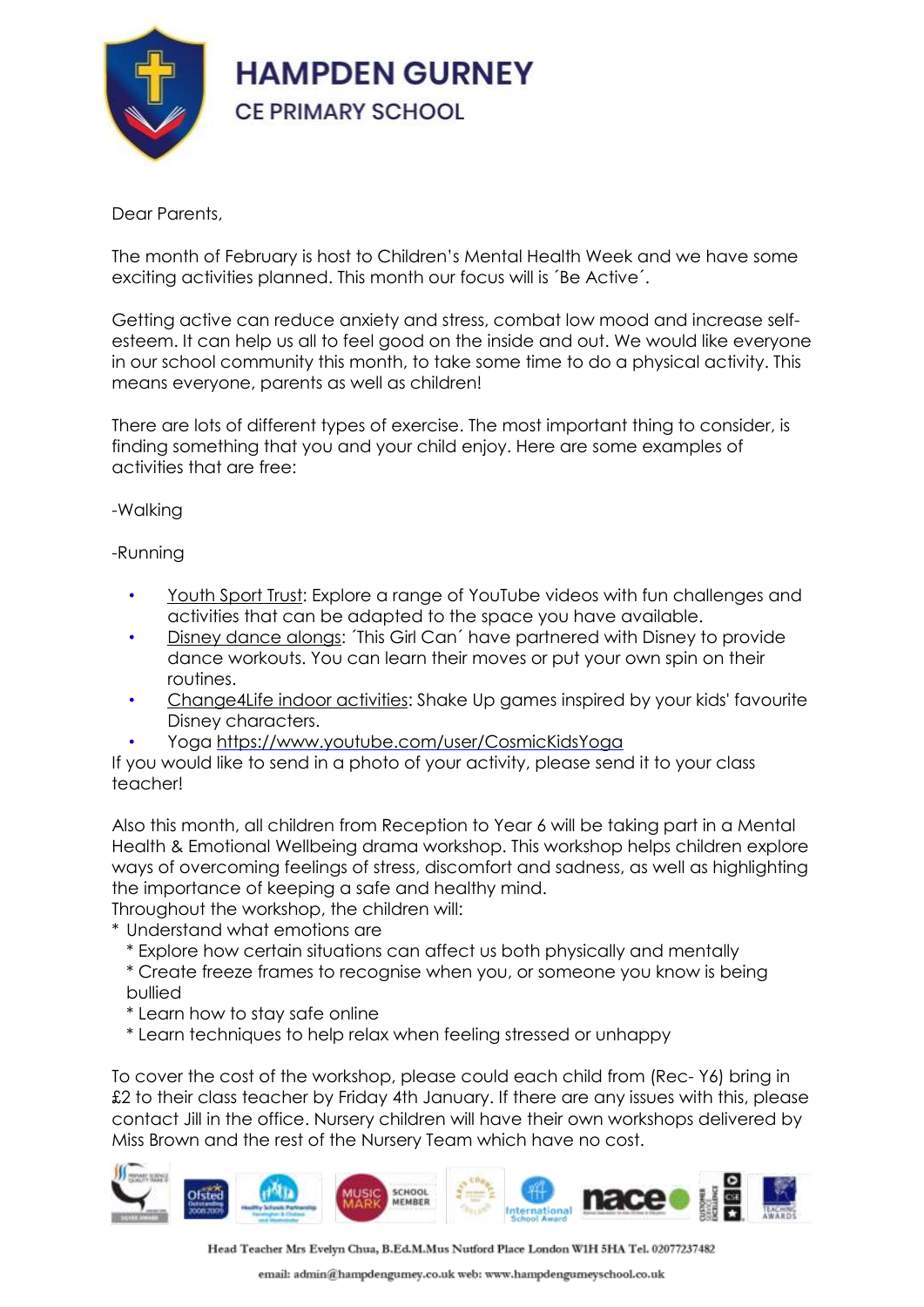# HAMPDEN GURNEY

## CE PRIMARY SCHOOL

Dear Parents,

The month of February is host to Children's Mental Health Week and we have some exciting activities planned. This month our focus will is ´Be Active´.

Getting active can reduce anxiety and stress, combat low mood and increase self-esteem. It can help us all to feel good on the inside and out. We would like everyone in our school community this month, to take some time to do a physical activity. This means everyone, parents as well as children!

There are lots of different types of exercise. The most important thing to consider, is finding something that you and your child enjoy. Here are some examples of activities that are free:

-Walking

-Running

- Youth Sport Trust: Explore a range of YouTube videos with fun challenges and activities that can be adapted to the space you have available.
- Disney dance alongs: ´This Girl Can´ have partnered with Disney to provide dance workouts. You can learn their moves or put your own spin on their routines.
- Change4Life indoor activities: Shake Up games inspired by your kids' favourite Disney characters.
- Yoga https://www.youtube.com/user/CosmicKidsYoga

If you would like to send in a photo of your activity, please send it to your class teacher!

Also this month, all children from Reception to Year 6 will be taking part in a Mental Health & Emotional Wellbeing drama workshop. This workshop helps children explore ways of overcoming feelings of stress, discomfort and sadness, as well as highlighting the importance of keeping a safe and healthy mind.
Throughout the workshop, the children will:

* Understand what emotions are
* Explore how certain situations can affect us both physically and mentally
* Create freeze frames to recognise when you, or someone you know is being bullied
* Learn how to stay safe online
* Learn techniques to help relax when feeling stressed or unhappy

To cover the cost of the workshop, please could each child from (Rec- Y6) bring in £2 to their class teacher by Friday 4th January. If there are any issues with this, please contact Jill in the office. Nursery children will have their own workshops delivered by Miss Brown and the rest of the Nursery Team which have no cost.

Head Teacher Mrs Evelyn Chua, B.Ed.M.Mus Nutford Place London W1H 5HA Tel. 02077237482

email: admin@hampdengurney.co.uk web: www.hampdengurneyschool.co.uk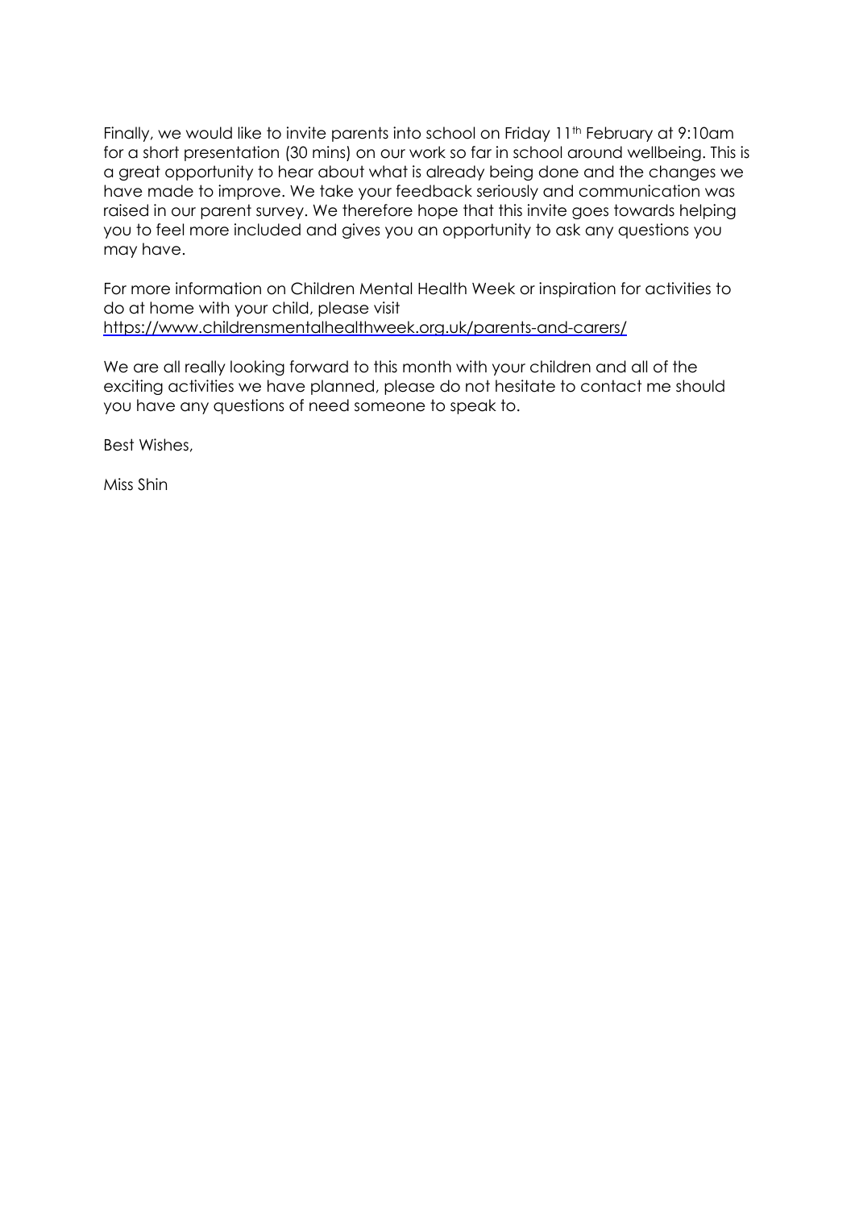Finally, we would like to invite parents into school on Friday 11th February at 9:10am for a short presentation (30 mins) on our work so far in school around wellbeing. This is a great opportunity to hear about what is already being done and the changes we have made to improve. We take your feedback seriously and communication was raised in our parent survey. We therefore hope that this invite goes towards helping you to feel more included and gives you an opportunity to ask any questions you may have.

For more information on Children Mental Health Week or inspiration for activities to do at home with your child, please visit https://www.childrensmentalhealthweek.org.uk/parents-and-carers/

We are all really looking forward to this month with your children and all of the exciting activities we have planned, please do not hesitate to contact me should you have any questions of need someone to speak to.

Best Wishes,

Miss Shin